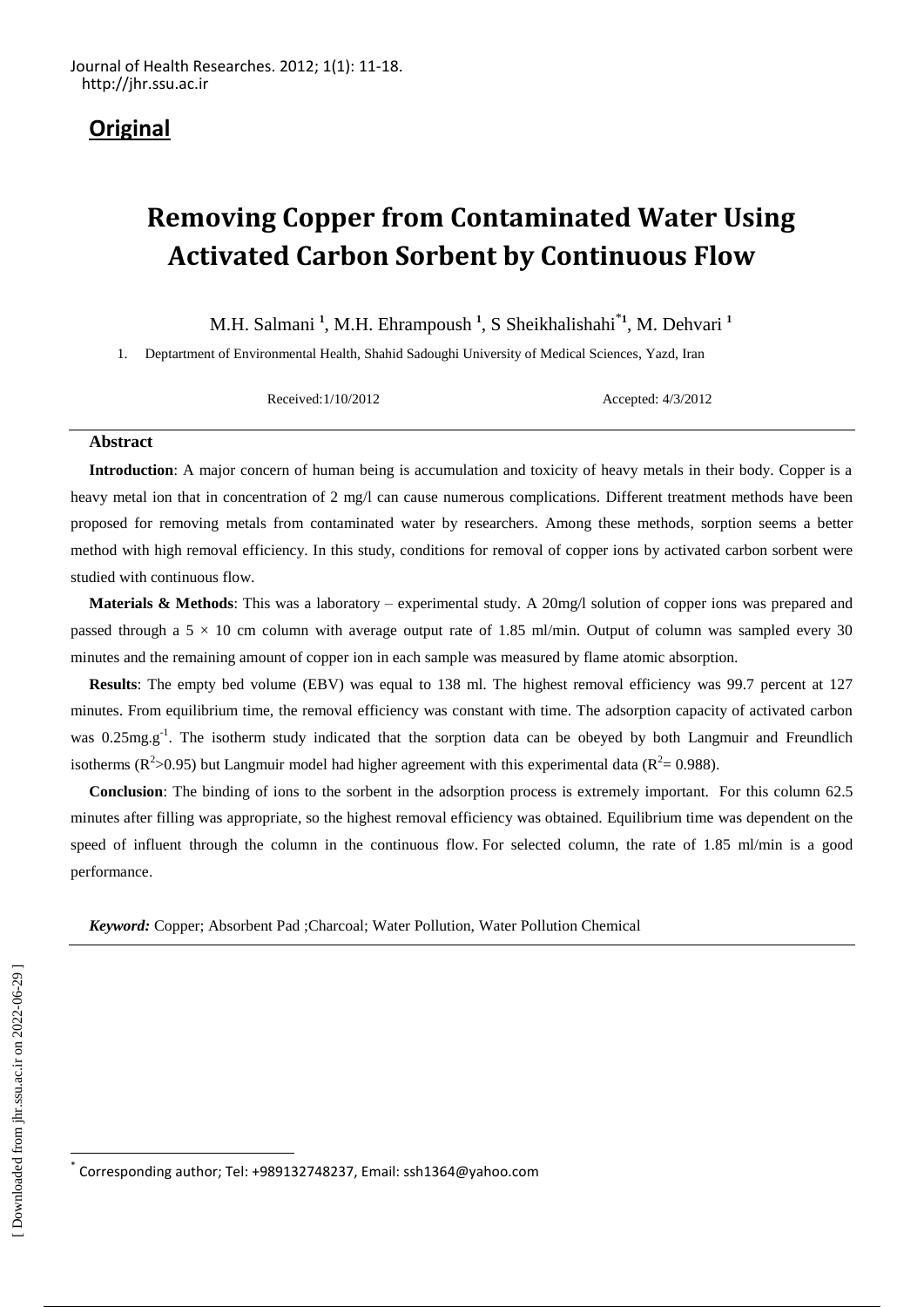Journal of Health Researches. 2012; 1(1): 11-18.
http://jhr.ssu.ac.ir

**Original**

# Removing Copper from Contaminated Water Using Activated Carbon Sorbent by Continuous Flow

M.H. Salmani [1], M.H. Ehrampoush [1], S Sheikhalishahi [*1], M. Dehvari [1]

1. Deptartment of Environmental Health, Shahid Sadoughi University of Medical Sciences, Yazd, Iran

Received:1/10/2012 Accepted: 4/3/2012

## Abstract

**Introduction**: A major concern of human being is accumulation and toxicity of heavy metals in their body. Copper is a heavy metal ion that in concentration of 2 mg/l can cause numerous complications. Different treatment methods have been proposed for removing metals from contaminated water by researchers. Among these methods, sorption seems a better method with high removal efficiency. In this study, conditions for removal of copper ions by activated carbon sorbent were studied with continuous flow.

**Materials & Methods**: This was a laboratory – experimental study. A 20mg/l solution of copper ions was prepared and passed through a 5 × 10 cm column with average output rate of 1.85 ml/min. Output of column was sampled every 30 minutes and the remaining amount of copper ion in each sample was measured by flame atomic absorption.

**Results**: The empty bed volume (EBV) was equal to 138 ml. The highest removal efficiency was 99.7 percent at 127 minutes. From equilibrium time, the removal efficiency was constant with time. The adsorption capacity of activated carbon was $0.25 mg.g^{-1}$. The isotherm study indicated that the sorption data can be obeyed by both Langmuir and Freundlich isotherms ($R^2$>0.95) but Langmuir model had higher agreement with this experimental data ($R^2$= 0.988).

**Conclusion**: The binding of ions to the sorbent in the adsorption process is extremely important. For this column 62.5 minutes after filling was appropriate, so the highest removal efficiency was obtained. Equilibrium time was dependent on the speed of influent through the column in the continuous flow. For selected column, the rate of 1.85 ml/min is a good performance.

***Keyword:*** Copper; Absorbent Pad ;Charcoal; Water Pollution, Water Pollution Chemical

[*] Corresponding author; Tel: +989132748237, Email: ssh1364@yahoo.com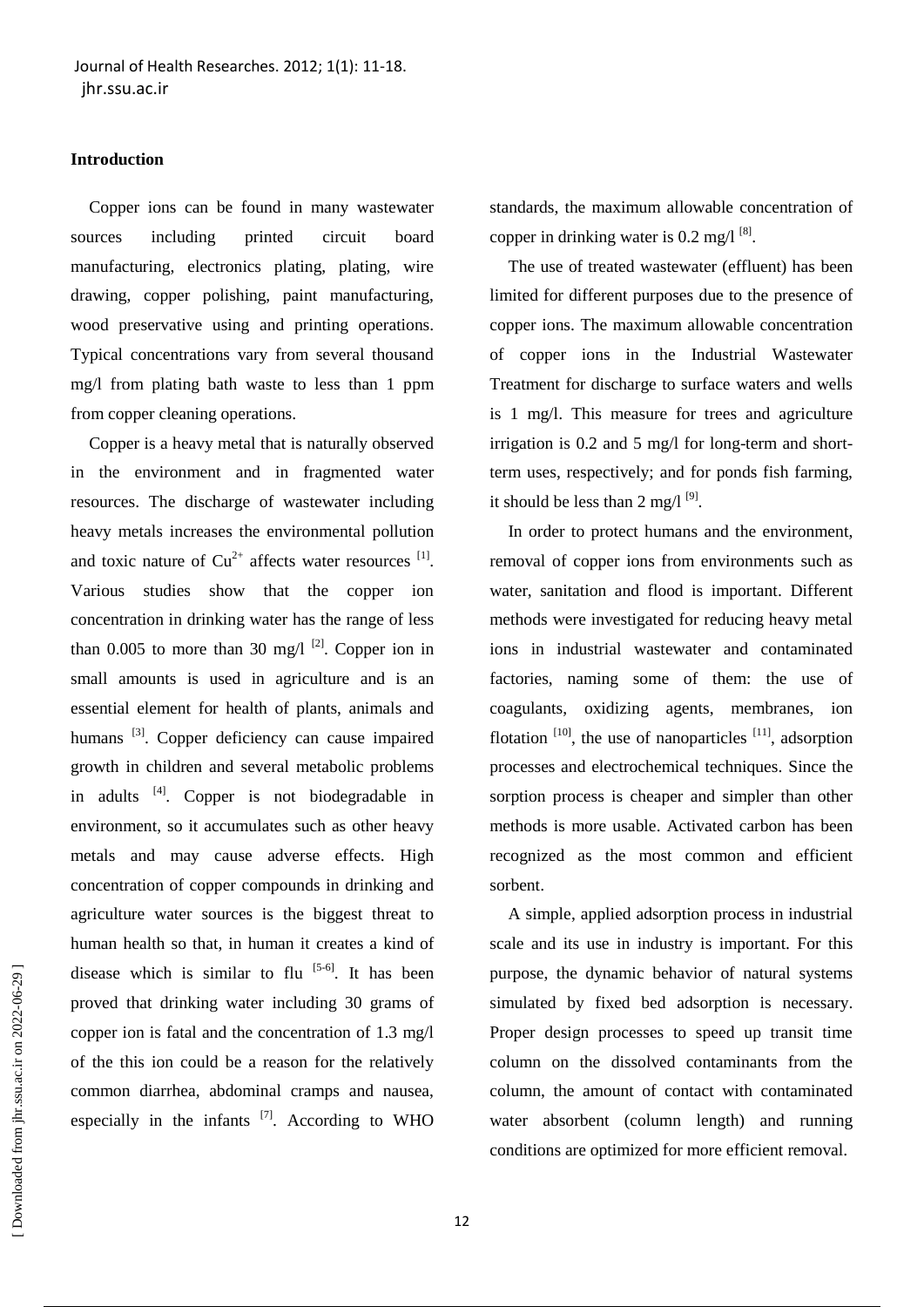## Introduction

Copper ions can be found in many wastewater sources including printed circuit board manufacturing, electronics plating, plating, wire drawing, copper polishing, paint manufacturing, wood preservative using and printing operations. Typical concentrations vary from several thousand mg/l from plating bath waste to less than 1 ppm from copper cleaning operations.

Copper is a heavy metal that is naturally observed in the environment and in fragmented water resources. The discharge of wastewater including heavy metals increases the environmental pollution and toxic nature of $Cu^{2+}$ affects water resources [1]. Various studies show that the copper ion concentration in drinking water has the range of less than 0.005 to more than 30 mg/l [2]. Copper ion in small amounts is used in agriculture and is an essential element for health of plants, animals and humans [3]. Copper deficiency can cause impaired growth in children and several metabolic problems in adults [4]. Copper is not biodegradable in environment, so it accumulates such as other heavy metals and may cause adverse effects. High concentration of copper compounds in drinking and agriculture water sources is the biggest threat to human health so that, in human it creates a kind of disease which is similar to flu [5-6]. It has been proved that drinking water including 30 grams of copper ion is fatal and the concentration of 1.3 mg/l of the this ion could be a reason for the relatively common diarrhea, abdominal cramps and nausea, especially in the infants [7]. According to WHO standards, the maximum allowable concentration of copper in drinking water is 0.2 mg/l [8].

The use of treated wastewater (effluent) has been limited for different purposes due to the presence of copper ions. The maximum allowable concentration of copper ions in the Industrial Wastewater Treatment for discharge to surface waters and wells is 1 mg/l. This measure for trees and agriculture irrigation is 0.2 and 5 mg/l for long-term and short-term uses, respectively; and for ponds fish farming, it should be less than 2 mg/l [9].

In order to protect humans and the environment, removal of copper ions from environments such as water, sanitation and flood is important. Different methods were investigated for reducing heavy metal ions in industrial wastewater and contaminated factories, naming some of them: the use of coagulants, oxidizing agents, membranes, ion flotation [10], the use of nanoparticles [11], adsorption processes and electrochemical techniques. Since the sorption process is cheaper and simpler than other methods is more usable. Activated carbon has been recognized as the most common and efficient sorbent.

A simple, applied adsorption process in industrial scale and its use in industry is important. For this purpose, the dynamic behavior of natural systems simulated by fixed bed adsorption is necessary. Proper design processes to speed up transit time column on the dissolved contaminants from the column, the amount of contact with contaminated water absorbent (column length) and running conditions are optimized for more efficient removal.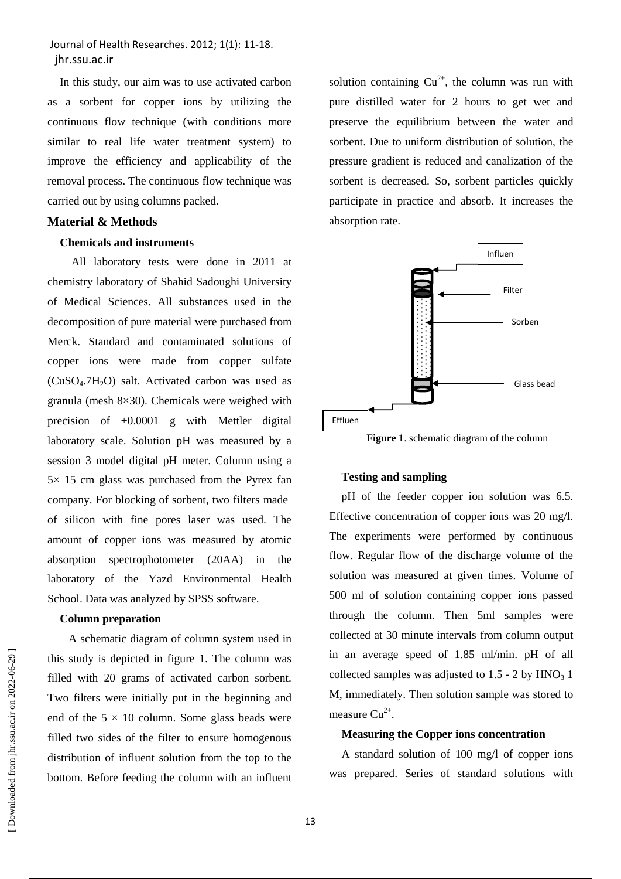In this study, our aim was to use activated carbon as a sorbent for copper ions by utilizing the continuous flow technique (with conditions more similar to real life water treatment system) to improve the efficiency and applicability of the removal process. The continuous flow technique was carried out by using columns packed.

## Material & Methods

### Chemicals and instruments

All laboratory tests were done in 2011 at chemistry laboratory of Shahid Sadoughi University of Medical Sciences. All substances used in the decomposition of pure material were purchased from Merck. Standard and contaminated solutions of copper ions were made from copper sulfate ($CuSO_4.7H_2O$) salt. Activated carbon was used as granula (mesh 8×30). Chemicals were weighed with precision of ±0.0001 g with Mettler digital laboratory scale. Solution pH was measured by a session 3 model digital pH meter. Column using a 5× 15 cm glass was purchased from the Pyrex fan company. For blocking of sorbent, two filters made of silicon with fine pores laser was used. The amount of copper ions was measured by atomic absorption spectrophotometer (20AA) in the laboratory of the Yazd Environmental Health School. Data was analyzed by SPSS software.

### Column preparation

A schematic diagram of column system used in this study is depicted in figure 1. The column was filled with 20 grams of activated carbon sorbent. Two filters were initially put in the beginning and end of the 5 × 10 column. Some glass beads were filled two sides of the filter to ensure homogenous distribution of influent solution from the top to the bottom. Before feeding the column with an influent solution containing $Cu^{2+}$, the column was run with pure distilled water for 2 hours to get wet and preserve the equilibrium between the water and sorbent. Due to uniform distribution of solution, the pressure gradient is reduced and canalization of the sorbent is decreased. So, sorbent particles quickly participate in practice and absorb. It increases the absorption rate.

Influen

Filter

Sorben

Glass bead

Effluen

**Figure 1**. schematic diagram of the column

### Testing and sampling

pH of the feeder copper ion solution was 6.5. Effective concentration of copper ions was 20 mg/l. The experiments were performed by continuous flow. Regular flow of the discharge volume of the solution was measured at given times. Volume of 500 ml of solution containing copper ions passed through the column. Then 5ml samples were collected at 30 minute intervals from column output in an average speed of 1.85 ml/min. pH of all collected samples was adjusted to 1.5 - 2 by $HNO_3$ 1 M, immediately. Then solution sample was stored to measure $Cu^{2+}$.

### Measuring the Copper ions concentration

A standard solution of 100 mg/l of copper ions was prepared. Series of standard solutions with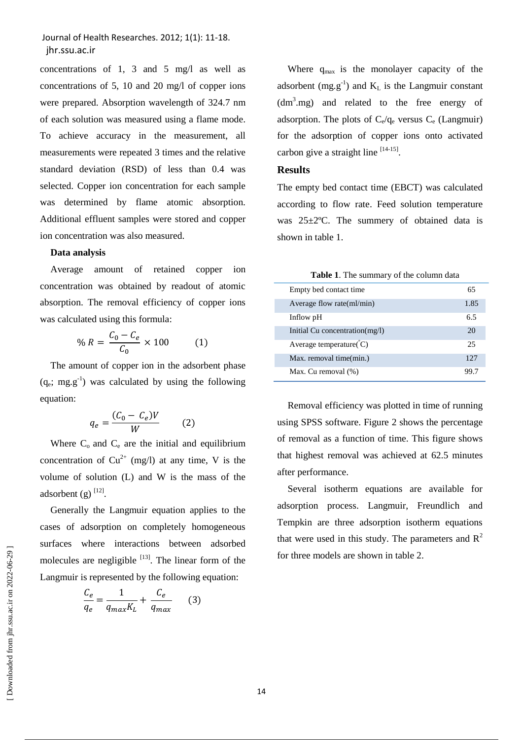concentrations of 1, 3 and 5 mg/l as well as concentrations of 5, 10 and 20 mg/l of copper ions were prepared. Absorption wavelength of 324.7 nm of each solution was measured using a flame mode. To achieve accuracy in the measurement, all measurements were repeated 3 times and the relative standard deviation (RSD) of less than 0.4 was selected. Copper ion concentration for each sample was determined by flame atomic absorption. Additional effluent samples were stored and copper ion concentration was also measured.

**Data analysis**

Average amount of retained copper ion concentration was obtained by readout of atomic absorption. The removal efficiency of copper ions was calculated using this formula:

$$\%\,R = \frac{C_0 - C_e}{C_0} \times 100 \qquad (1)$$

The amount of copper ion in the adsorbent phase ($q_e$; $mg.g^{-1}$) was calculated by using the following equation:

$$q_e = \frac{(C_0 - C_e)V}{W} \qquad (2)$$

Where $C_o$ and $C_e$ are the initial and equilibrium concentration of $Cu^{2+}$ (mg/l) at any time, V is the volume of solution (L) and W is the mass of the adsorbent (g) [12].

Generally the Langmuir equation applies to the cases of adsorption on completely homogeneous surfaces where interactions between adsorbed molecules are negligible [13]. The linear form of the Langmuir is represented by the following equation:

$$\frac{C_e}{q_e} = \frac{1}{q_{max}K_L} + \frac{C_e}{q_{max}} \qquad (3)$$

Where $q_{max}$ is the monolayer capacity of the adsorbent ($mg.g^{-1}$) and $K_L$ is the Langmuir constant ($dm^3.mg$) and related to the free energy of adsorption. The plots of $C_e/q_e$ versus $C_e$ (Langmuir) for the adsorption of copper ions onto activated carbon give a straight line [14-15].

## Results

The empty bed contact time (EBCT) was calculated according to flow rate. Feed solution temperature was 25±2ºC. The summery of obtained data is shown in table 1.

**Table 1**. The summary of the column data

| | |
|---|---|
| Empty bed contact time | 65 |
| Average flow rate(ml/min) | 1.85 |
| Inflow pH | 6.5 |
| Initial Cu concentration(mg/l) | 20 |
| Average temperature(°C) | 25 |
| Max. removal time(min.) | 127 |
| Max. Cu removal (%) | 99.7 |

Removal efficiency was plotted in time of running using SPSS software. Figure 2 shows the percentage of removal as a function of time. This figure shows that highest removal was achieved at 62.5 minutes after performance.

Several isotherm equations are available for adsorption process. Langmuir, Freundlich and Tempkin are three adsorption isotherm equations that were used in this study. The parameters and $R^2$ for three models are shown in table 2.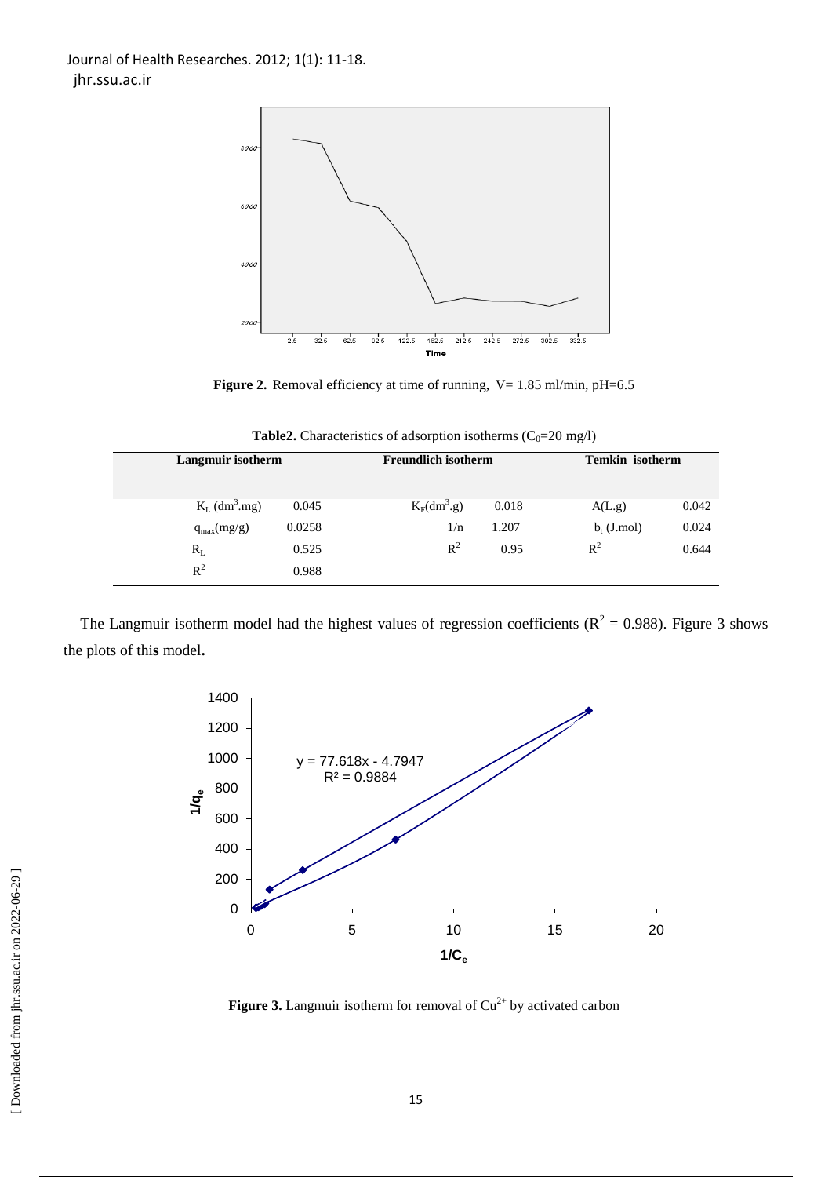**Figure 2.** Removal efficiency at time of running, V= 1.85 ml/min, pH=6.5

**Table2.** Characteristics of adsorption isotherms ($C_0$=20 mg/l)

| Langmuir isotherm | | Freundlich isotherm | | Temkin isotherm | |
|---|---|---|---|---|---|
| $K_L$ ($dm^3$.mg) | 0.045 | $K_F$($dm^3$.g) | 0.018 | A(L.g) | 0.042 |
| $q_{max}$(mg/g) | 0.0258 | 1/n | 1.207 | $b_t$ (J.mol) | 0.024 |
| $R_L$ | 0.525 | $R^2$ | 0.95 | $R^2$ | 0.644 |
| $R^2$ | 0.988 | | | | |

The Langmuir isotherm model had the highest values of regression coefficients ($R^2$ = 0.988). Figure 3 shows the plots of this model.

**Figure 3.** Langmuir isotherm for removal of $Cu^{2+}$ by activated carbon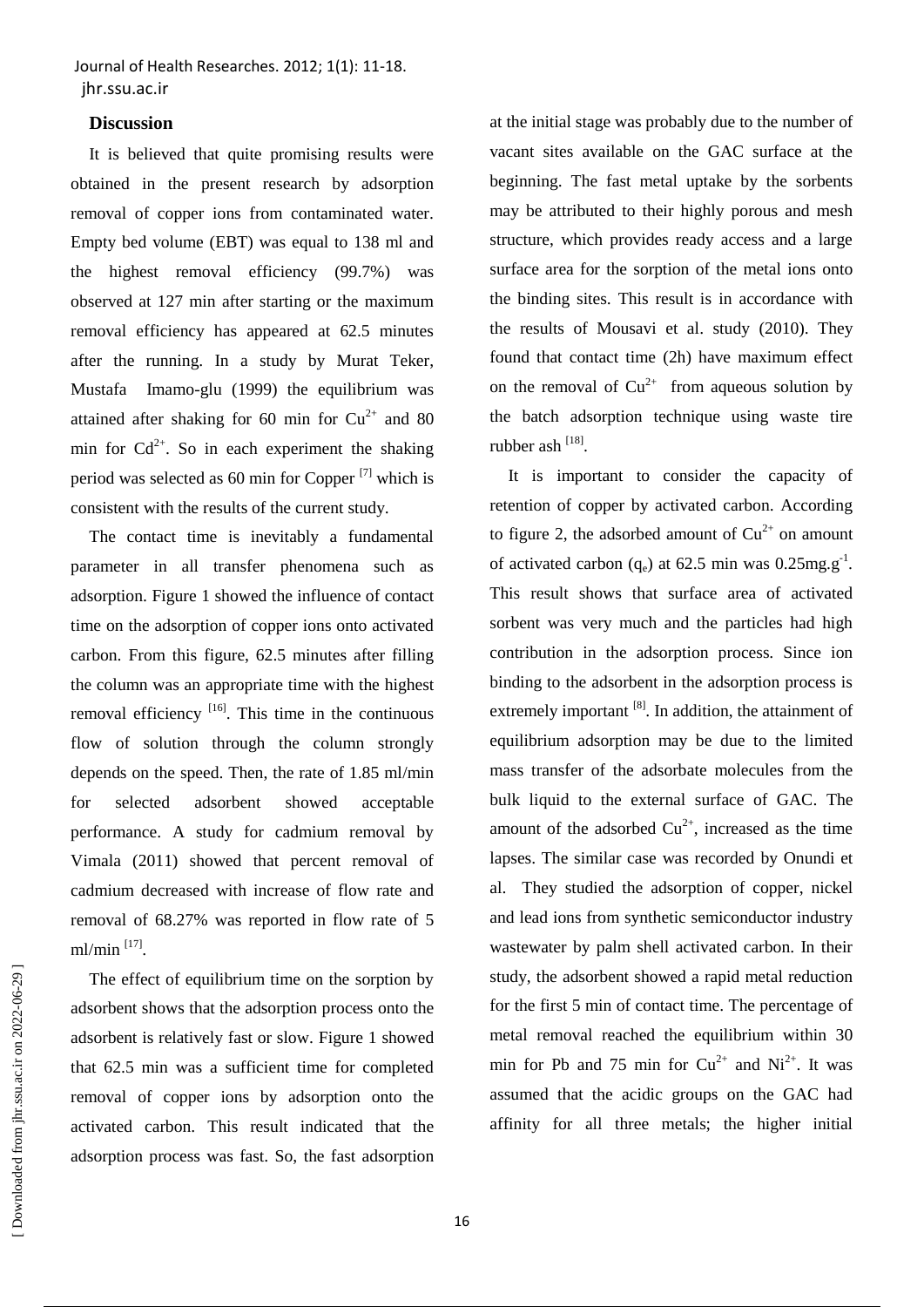## Discussion

It is believed that quite promising results were obtained in the present research by adsorption removal of copper ions from contaminated water. Empty bed volume (EBT) was equal to 138 ml and the highest removal efficiency (99.7%) was observed at 127 min after starting or the maximum removal efficiency has appeared at 62.5 minutes after the running. In a study by Murat Teker, Mustafa Imamo-glu (1999) the equilibrium was attained after shaking for 60 min for $Cu^{2+}$ and 80 min for $Cd^{2+}$. So in each experiment the shaking period was selected as 60 min for Copper [7] which is consistent with the results of the current study.

The contact time is inevitably a fundamental parameter in all transfer phenomena such as adsorption. Figure 1 showed the influence of contact time on the adsorption of copper ions onto activated carbon. From this figure, 62.5 minutes after filling the column was an appropriate time with the highest removal efficiency [16]. This time in the continuous flow of solution through the column strongly depends on the speed. Then, the rate of 1.85 ml/min for selected adsorbent showed acceptable performance. A study for cadmium removal by Vimala (2011) showed that percent removal of cadmium decreased with increase of flow rate and removal of 68.27% was reported in flow rate of 5 ml/min [17].

The effect of equilibrium time on the sorption by adsorbent shows that the adsorption process onto the adsorbent is relatively fast or slow. Figure 1 showed that 62.5 min was a sufficient time for completed removal of copper ions by adsorption onto the activated carbon. This result indicated that the adsorption process was fast. So, the fast adsorption at the initial stage was probably due to the number of vacant sites available on the GAC surface at the beginning. The fast metal uptake by the sorbents may be attributed to their highly porous and mesh structure, which provides ready access and a large surface area for the sorption of the metal ions onto the binding sites. This result is in accordance with the results of Mousavi et al. study (2010). They found that contact time (2h) have maximum effect on the removal of $Cu^{2+}$ from aqueous solution by the batch adsorption technique using waste tire rubber ash [18].

It is important to consider the capacity of retention of copper by activated carbon. According to figure 2, the adsorbed amount of $Cu^{2+}$ on amount of activated carbon ($q_e$) at 62.5 min was $0.25 mg.g^{-1}$. This result shows that surface area of activated sorbent was very much and the particles had high contribution in the adsorption process. Since ion binding to the adsorbent in the adsorption process is extremely important [8]. In addition, the attainment of equilibrium adsorption may be due to the limited mass transfer of the adsorbate molecules from the bulk liquid to the external surface of GAC. The amount of the adsorbed $Cu^{2+}$, increased as the time lapses. The similar case was recorded by Onundi et al. They studied the adsorption of copper, nickel and lead ions from synthetic semiconductor industry wastewater by palm shell activated carbon. In their study, the adsorbent showed a rapid metal reduction for the first 5 min of contact time. The percentage of metal removal reached the equilibrium within 30 min for Pb and 75 min for $Cu^{2+}$ and $Ni^{2+}$. It was assumed that the acidic groups on the GAC had affinity for all three metals; the higher initial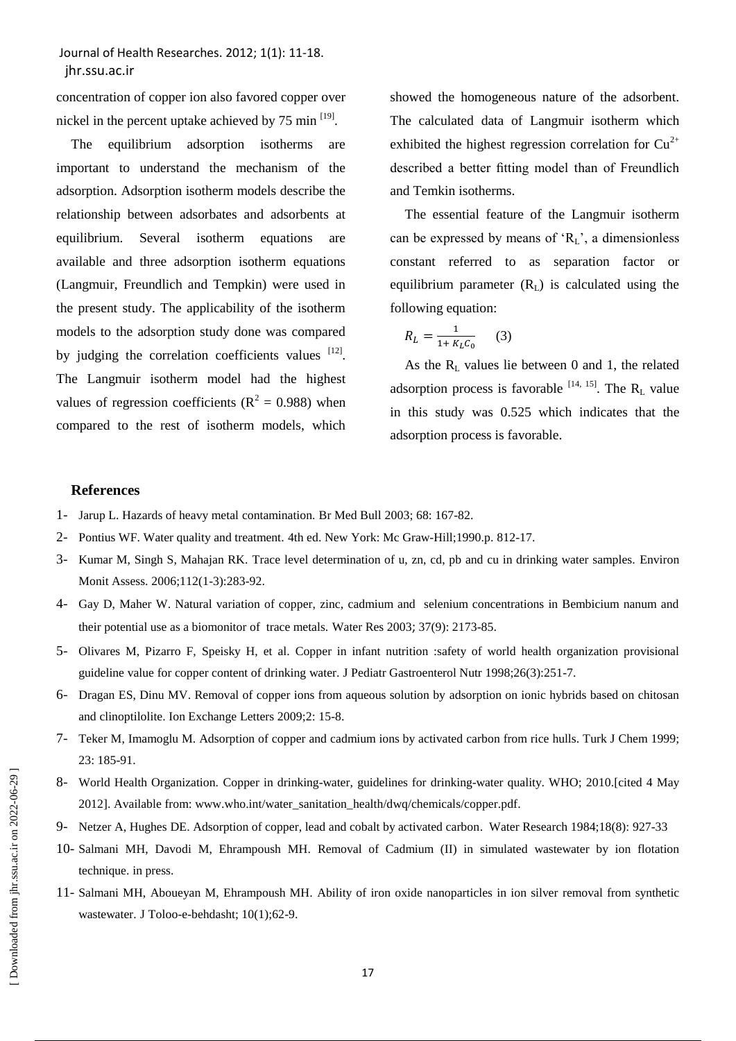concentration of copper ion also favored copper over nickel in the percent uptake achieved by 75 min [19].

The equilibrium adsorption isotherms are important to understand the mechanism of the adsorption. Adsorption isotherm models describe the relationship between adsorbates and adsorbents at equilibrium. Several isotherm equations are available and three adsorption isotherm equations (Langmuir, Freundlich and Tempkin) were used in the present study. The applicability of the isotherm models to the adsorption study done was compared by judging the correlation coefficients values [12]. The Langmuir isotherm model had the highest values of regression coefficients ($R^2 = 0.988$) when compared to the rest of isotherm models, which showed the homogeneous nature of the adsorbent. The calculated data of Langmuir isotherm which exhibited the highest regression correlation for $Cu^{2+}$ described a better fitting model than of Freundlich and Temkin isotherms.

The essential feature of the Langmuir isotherm can be expressed by means of '$R_L$', a dimensionless constant referred to as separation factor or equilibrium parameter ($R_L$) is calculated using the following equation:

$$R_L = \frac{1}{1 + K_L C_0} \quad (3)$$

As the $R_L$ values lie between 0 and 1, the related adsorption process is favorable [14, 15]. The $R_L$ value in this study was 0.525 which indicates that the adsorption process is favorable.

## References

1- Jarup L. Hazards of heavy metal contamination. Br Med Bull 2003; 68: 167-82.

2- Pontius WF. Water quality and treatment. 4th ed. New York: Mc Graw-Hill;1990.p. 812-17.

3- Kumar M, Singh S, Mahajan RK. Trace level determination of u, zn, cd, pb and cu in drinking water samples. Environ Monit Assess. 2006;112(1-3):283-92.

4- Gay D, Maher W. Natural variation of copper, zinc, cadmium and selenium concentrations in Bembicium nanum and their potential use as a biomonitor of trace metals. Water Res 2003; 37(9): 2173-85.

5- Olivares M, Pizarro F, Speisky H, et al. Copper in infant nutrition :safety of world health organization provisional guideline value for copper content of drinking water. J Pediatr Gastroenterol Nutr 1998;26(3):251-7.

6- Dragan ES, Dinu MV. Removal of copper ions from aqueous solution by adsorption on ionic hybrids based on chitosan and clinoptilolite. Ion Exchange Letters 2009;2: 15-8.

7- Teker M, Imamoglu M. Adsorption of copper and cadmium ions by activated carbon from rice hulls. Turk J Chem 1999; 23: 185-91.

8- World Health Organization. Copper in drinking-water, guidelines for drinking-water quality. WHO; 2010.[cited 4 May 2012]. Available from: www.who.int/water_sanitation_health/dwq/chemicals/copper.pdf.

9- Netzer A, Hughes DE. Adsorption of copper, lead and cobalt by activated carbon. Water Research 1984;18(8): 927-33

10- Salmani MH, Davodi M, Ehrampoush MH. Removal of Cadmium (II) in simulated wastewater by ion flotation technique. in press.

11- Salmani MH, Aboueyan M, Ehrampoush MH. Ability of iron oxide nanoparticles in ion silver removal from synthetic wastewater. J Toloo-e-behdasht; 10(1);62-9.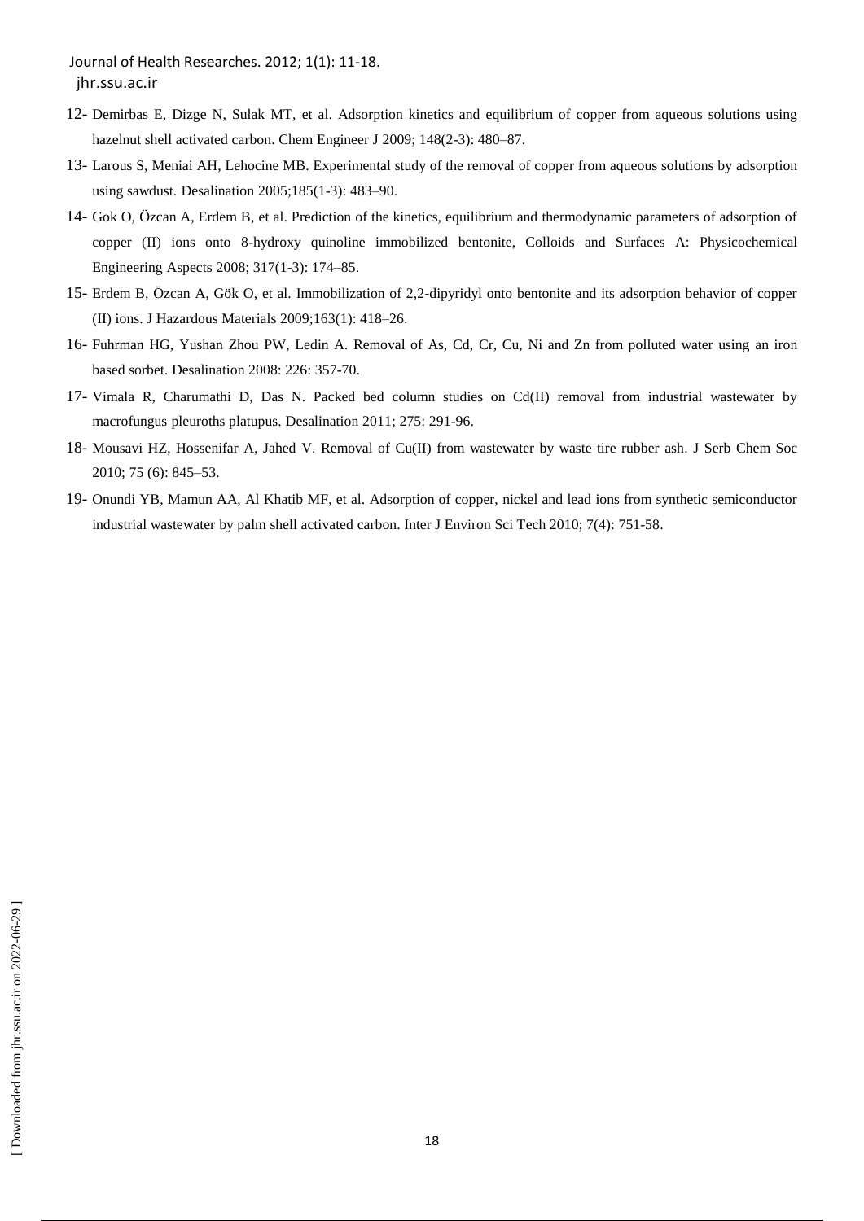12- Demirbas E, Dizge N, Sulak MT, et al. Adsorption kinetics and equilibrium of copper from aqueous solutions using hazelnut shell activated carbon. Chem Engineer J 2009; 148(2-3): 480–87.

13- Larous S, Meniai AH, Lehocine MB. Experimental study of the removal of copper from aqueous solutions by adsorption using sawdust. Desalination 2005;185(1-3): 483–90.

14- Gok O, Özcan A, Erdem B, et al. Prediction of the kinetics, equilibrium and thermodynamic parameters of adsorption of copper (II) ions onto 8-hydroxy quinoline immobilized bentonite, Colloids and Surfaces A: Physicochemical Engineering Aspects 2008; 317(1-3): 174–85.

15- Erdem B, Özcan A, Gök O, et al. Immobilization of 2,2-dipyridyl onto bentonite and its adsorption behavior of copper (II) ions. J Hazardous Materials 2009;163(1): 418–26.

16- Fuhrman HG, Yushan Zhou PW, Ledin A. Removal of As, Cd, Cr, Cu, Ni and Zn from polluted water using an iron based sorbet. Desalination 2008: 226: 357-70.

17- Vimala R, Charumathi D, Das N. Packed bed column studies on Cd(II) removal from industrial wastewater by macrofungus pleuroths platupus. Desalination 2011; 275: 291-96.

18- Mousavi HZ, Hossenifar A, Jahed V. Removal of Cu(II) from wastewater by waste tire rubber ash. J Serb Chem Soc 2010; 75 (6): 845–53.

19- Onundi YB, Mamun AA, Al Khatib MF, et al. Adsorption of copper, nickel and lead ions from synthetic semiconductor industrial wastewater by palm shell activated carbon. Inter J Environ Sci Tech 2010; 7(4): 751-58.